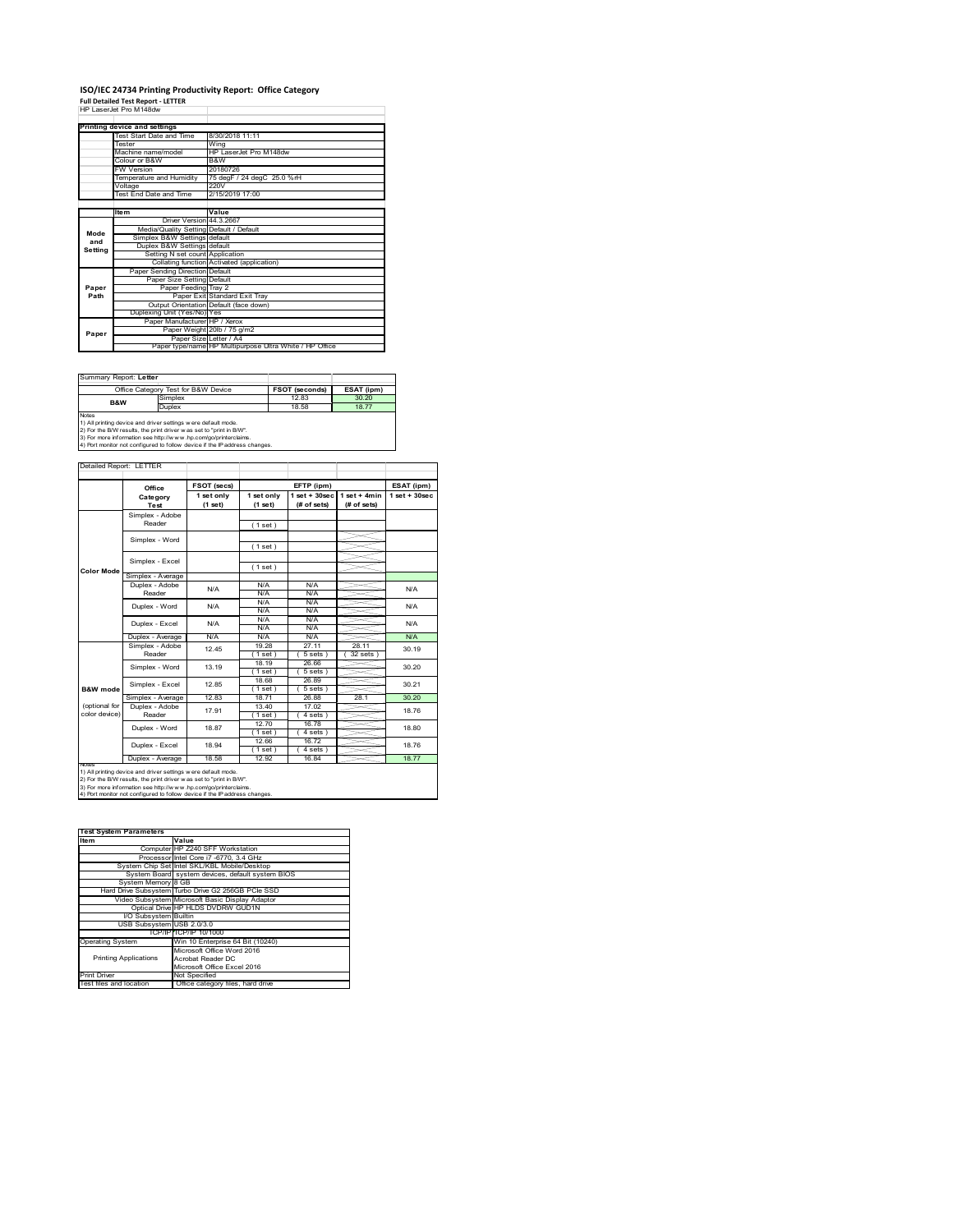# ISO/IEC 24734 Printing Productivity Report: Office Category

**Full Detailed Test Report - LETTER**

HP LaserJet Pro M148dw

| Printing device and settings | |
|---|---|
| Test Start Date and Time | 8/30/2018 11:11 |
| Tester | Wing |
| Machine name/model | HP LaserJet Pro M148dw |
| Colour or B&W | B&W |
| FW Version | 20180726 |
| Temperature and Humidity | 75 degF / 24 degC 25.0 %rH |
| Voltage | 220V |
| Test End Date and Time | 2/15/2019 17:00 |

| | Item | Value |
|---|---|---|
| Mode and Setting | Driver Version | 44.3.2667 |
| | Media/Quality Setting | Default / Default |
| | Simplex B&W Settings | default |
| | Duplex B&W Settings | default |
| | Setting N set count | Application |
| | Collating function | Activated (application) |
| Paper Path | Paper Sending Direction | Default |
| | Paper Size Setting | Default |
| | Paper Feeding | Tray 2 |
| | Paper Exit | Standard Exit Tray |
| | Output Orientation | Default (face down) |
| | Duplexing Unit (Yes/No) | Yes |
| Paper | Paper Manufacturer | HP / Xerox |
| | Paper Weight | 20lb / 75 g/m2 |
| | Paper Size | Letter / A4 |
| | Paper type/name | HP Multipurpose Ultra White / HP Office |

Summary Report: **Letter**

| Office Category Test for B&W Device | | FSOT (seconds) | ESAT (ipm) |
|---|---|---|---|
| B&W | Simplex | 12.83 | 30.20 |
| | Duplex | 18.58 | 18.77 |

Notes
1) All printing device and driver settings were default mode.
2) For the B/W results, the print driver was set to "print in B/W".
3) For more information see http://www.hp.com/go/printerclaims.
4) Port monitor not configured to follow device if the IP address changes.

Detailed Report: LETTER

| | Office Category Test | FSOT (secs) 1 set only (1 set) | EFTP (ipm) 1 set only (1 set) | EFTP (ipm) 1 set + 30sec (# of sets) | EFTP (ipm) 1 set + 4min (# of sets) | ESAT (ipm) 1 set + 30sec |
|---|---|---|---|---|---|---|
| Color Mode | Simplex - Adobe Reader | | ( 1 set ) | | | |
| | Simplex - Word | | ( 1 set ) | | | |
| | Simplex - Excel | | ( 1 set ) | | | |
| | Simplex - Average | | | | | |
| | Duplex - Adobe Reader | N/A | N/A N/A | N/A N/A | | N/A |
| | Duplex - Word | N/A | N/A N/A | N/A N/A | | N/A |
| | Duplex - Excel | N/A | N/A N/A | N/A N/A | | N/A |
| | Duplex - Average | N/A | N/A | N/A | | N/A |
| B&W mode (optional for color device) | Simplex - Adobe Reader | 12.45 | 19.28 ( 1 set ) | 27.11 ( 5 sets ) | 28.11 ( 32 sets ) | 30.19 |
| | Simplex - Word | 13.19 | 18.19 ( 1 set ) | 26.66 ( 5 sets ) | | 30.20 |
| | Simplex - Excel | 12.85 | 18.68 ( 1 set ) | 26.89 ( 5 sets ) | | 30.21 |
| | Simplex - Average | 12.83 | 18.71 | 26.88 | 28.1 | 30.20 |
| | Duplex - Adobe Reader | 17.91 | 13.40 ( 1 set ) | 17.02 ( 4 sets ) | | 18.76 |
| | Duplex - Word | 18.87 | 12.70 ( 1 set ) | 16.78 ( 4 sets ) | | 18.80 |
| | Duplex - Excel | 18.94 | 12.66 ( 1 set ) | 16.72 ( 4 sets ) | | 18.76 |
| | Duplex - Average | 18.58 | 12.92 | 16.84 | | 18.77 |

Notes
1) All printing device and driver settings were default mode.
2) For the B/W results, the print driver was set to "print in B/W".
3) For more information see http://www.hp.com/go/printerclaims.
4) Port monitor not configured to follow device if the IP address changes.

| Test System Parameters | |
|---|---|
| Item | Value |
| Computer | HP Z240 SFF Workstation |
| Processor | Intel Core i7 -6770, 3.4 GHz |
| System Chip Set | Intel SKL/KBL Mobile/Desktop |
| System Board | system devices, default system BIOS |
| System Memory | 8 GB |
| Hard Drive Subsystem | Turbo Drive G2 256GB PCIe SSD |
| Video Subsystem | Microsoft Basic Display Adaptor |
| Optical Drive | HP HLDS DVDRW GUD1N |
| I/O Subsystem | Builtin |
| USB Subsystem | USB 2.0/3.0 |
| TCP/IP | TCP/IP 10/1000 |
| Operating System | Win 10 Enterprise 64 Bit (10240) |
| Printing Applications | Microsoft Office Word 2016<br>Acrobat Reader DC<br>Microsoft Office Excel 2016 |
| Print Driver | Not Specified |
| Test files and location | Office category files, hard drive |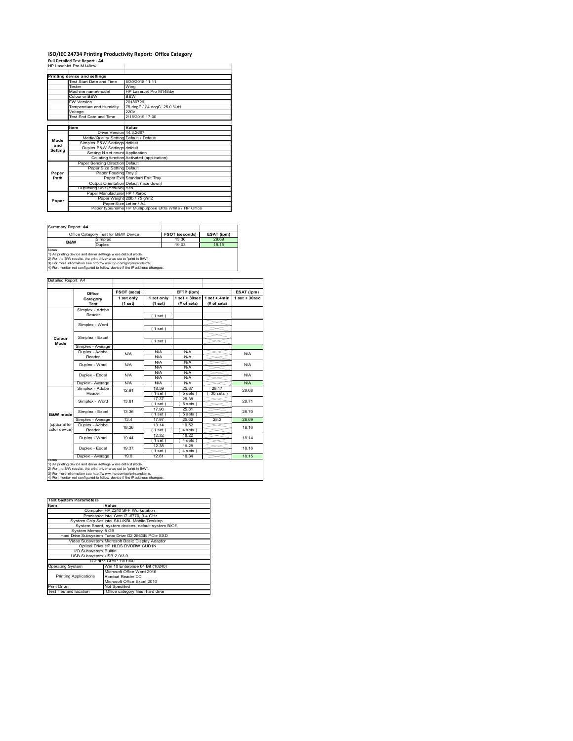# ISO/IEC 24734 Printing Productivity Report: Office Category

**Full Detailed Test Report - A4**

HP LaserJet Pro M148dw

| Printing device and settings | |
|---|---|
| Test Start Date and Time | 8/30/2018 11:11 |
| Tester | Wing |
| Machine name/model | HP LaserJet Pro M148dw |
| Colour or B&W | B&W |
| FW Version | 20180726 |
| Temperature and Humidity | 75 degF / 24 degC 25.0 %rH |
| Voltage | 220V |
| Test End Date and Time | 2/15/2019 17:00 |

| | Item | Value |
|---|---|---|
| Mode and Setting | Driver Version | 44.3.2667 |
| | Media/Quality Setting | Default / Default |
| | Simplex B&W Settings | default |
| | Duplex B&W Settings | default |
| | Setting N set count | Application |
| | Collating function | Activated (application) |
| Paper Path | Paper Sending Direction | Default |
| | Paper Size Setting | Default |
| | Paper Feeding | Tray 2 |
| | Paper Exit | Standard Exit Tray |
| | Output Orientation | Default (face down) |
| | Duplexing Unit (Yes/No) | Yes |
| Paper | Paper Manufacturer | HP / Xerox |
| | Paper Weight | 20lb / 75 g/m2 |
| | Paper Size | Letter / A4 |
| | Paper type/name | HP Multipurpose Ultra White / HP Office |

Summary Report: **A4**

| Office Category Test for B&W Device | | FSOT (seconds) | ESAT (ipm) |
|---|---|---|---|
| B&W | Simplex | 13.36 | 28.69 |
| | Duplex | 19.03 | 18.15 |

Notes
1) All printing device and driver settings were default mode.
2) For the B/W results, the print driver was set to "print in B/W".
3) For more information see http://www.hp.com/go/printerclaims.
4) Port monitor not configured to follow device if the IP address changes.

Detailed Report: A4

| | Office Category Test | FSOT (secs) 1 set only (1 set) | EFTP (ipm) 1 set only (1 set) | EFTP (ipm) 1 set + 30sec (# of sets) | EFTP (ipm) 1 set + 4min (# of sets) | ESAT (ipm) 1 set + 30sec |
|---|---|---|---|---|---|---|
| Colour Mode | Simplex - Adobe Reader | | (1 set) | | | |
| | Simplex - Word | | (1 set) | | | |
| | Simplex - Excel | | (1 set) | | | |
| | Simplex - Average | | | | | |
| | Duplex - Adobe Reader | N/A | N/A / N/A | N/A / N/A | | N/A |
| | Duplex - Word | N/A | N/A / N/A | N/A / N/A | | N/A |
| | Duplex - Excel | N/A | N/A / N/A | N/A / N/A | | N/A |
| | Duplex - Average | N/A | N/A | N/A | | N/A |
| B&W mode (optional for color device) | Simplex - Adobe Reader | 12.91 | 18.59 (1 set) | 25.87 (5 sets) | 28.17 (30 sets) | 28.68 |
| | Simplex - Word | 13.81 | 17.37 (1 set) | 25.38 (5 sets) | | 28.71 |
| | Simplex - Excel | 13.36 | 17.96 (1 set) | 25.61 (5 sets) | | 28.70 |
| | Simplex - Average | 13.4 | 17.97 | 25.62 | 28.2 | 28.69 |
| | Duplex - Adobe Reader | 18.26 | 13.14 (1 set) | 16.52 (4 sets) | | 18.16 |
| | Duplex - Word | 19.44 | 12.32 (1 set) | 16.22 (4 sets) | | 18.14 |
| | Duplex - Excel | 19.37 | 12.38 (1 set) | 16.28 (4 sets) | | 18.16 |
| | Duplex - Average | 19.0 | 12.61 | 16.34 | | 18.15 |

Notes
1) All printing device and driver settings were default mode.
2) For the B/W results, the print driver was set to "print in B/W".
3) For more information see http://www.hp.com/go/printerclaims.
4) Port monitor not configured to follow device if the IP address changes.

| Test System Parameters | |
|---|---|
| Item | Value |
| Computer | HP Z240 SFF Workstation |
| Processor | Intel Core i7 -6770, 3.4 GHz |
| System Chip Set | Intel SKL/KBL Mobile/Desktop |
| System Board | system devices, default system BIOS |
| System Memory | 8 GB |
| Hard Drive Subsystem | Turbo Drive G2 256GB PCIe SSD |
| Video Subsystem | Microsoft Basic Display Adaptor |
| Optical Drive | HP HLDS DVDRW GUD1N |
| I/O Subsystem | Builtin |
| USB Subsystem | USB 2.0/3.0 |
| TCP/IP | TCP/IP 10/1000 |
| Operating System | Win 10 Enterprise 64 Bit (10240) |
| Printing Applications | Microsoft Office Word 2016<br>Acrobat Reader DC<br>Microsoft Office Excel 2016 |
| Print Driver | Not Specified |
| Test files and location | Office category files, hard drive |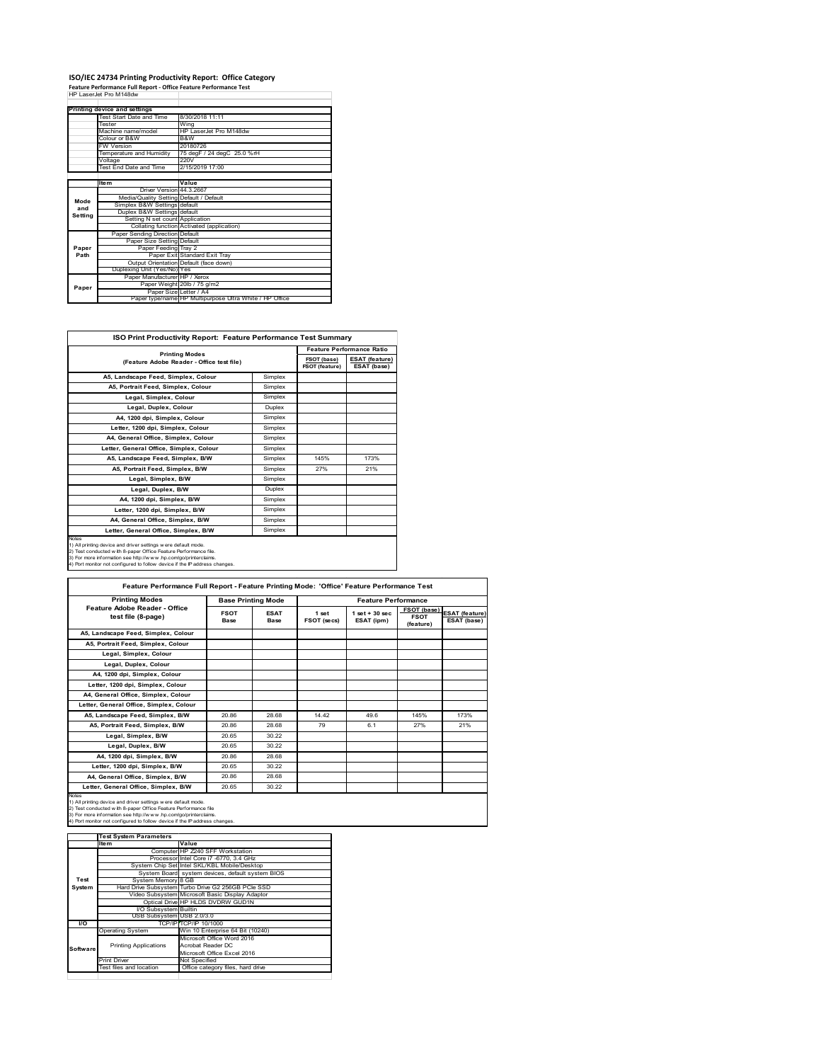# ISO/IEC 24734 Printing Productivity Report: Office Category

**Feature Performance Full Report - Office Feature Performance Test**

HP LaserJet Pro M148dw

| Printing device and settings | |
|---|---|
| Test Start Date and Time | 8/30/2018 11:11 |
| Tester | Wing |
| Machine name/model | HP LaserJet Pro M148dw |
| Colour or B&W | B&W |
| FW Version | 20180726 |
| Temperature and Humidity | 75 degF / 24 degC 25.0 %rH |
| Voltage | 220V |
| Test End Date and Time | 2/15/2019 17:00 |

| | Item | Value |
|---|---|---|
| Mode and Setting | Driver Version | 44.3.2667 |
| | Media/Quality Setting | Default / Default |
| | Simplex B&W Settings | default |
| | Duplex B&W Settings | default |
| | Setting N set count | Application |
| | Collating function | Activated (application) |
| Paper Path | Paper Sending Direction | Default |
| | Paper Size Setting | Default |
| | Paper Feeding | Tray 2 |
| | Paper Exit | Standard Exit Tray |
| | Output Orientation | Default (face down) |
| | Duplexing Unit (Yes/No) | Yes |
| Paper | Paper Manufacturer | HP / Xerox |
| | Paper Weight | 20lb / 75 g/m2 |
| | Paper Size | Letter / A4 |
| | Paper type/name | HP Multipurpose Ultra White / HP Office |

## ISO Print Productivity Report: Feature Performance Test Summary

| Printing Modes (Feature Adobe Reader - Office test file) | | Feature Performance Ratio | |
|---|---|---|---|
| | | FSOT (base) / FSOT (feature) | ESAT (feature) / ESAT (base) |
| A5, Landscape Feed, Simplex, Colour | Simplex | | |
| A5, Portrait Feed, Simplex, Colour | Simplex | | |
| Legal, Simplex, Colour | Simplex | | |
| Legal, Duplex, Colour | Duplex | | |
| A4, 1200 dpi, Simplex, Colour | Simplex | | |
| Letter, 1200 dpi, Simplex, Colour | Simplex | | |
| A4, General Office, Simplex, Colour | Simplex | | |
| Letter, General Office, Simplex, Colour | Simplex | | |
| A5, Landscape Feed, Simplex, B/W | Simplex | 145% | 173% |
| A5, Portrait Feed, Simplex, B/W | Simplex | 27% | 21% |
| Legal, Simplex, B/W | Simplex | | |
| Legal, Duplex, B/W | Duplex | | |
| A4, 1200 dpi, Simplex, B/W | Simplex | | |
| Letter, 1200 dpi, Simplex, B/W | Simplex | | |
| A4, General Office, Simplex, B/W | Simplex | | |
| Letter, General Office, Simplex, B/W | Simplex | | |

Notes
1) All printing device and driver settings were default mode.
2) Test conducted with 8-paper Office Feature Performance file.
3) For more information see http://www.hp.com/go/printerclaims.
4) Port monitor not configured to follow device if the IP address changes.

## Feature Performance Full Report - Feature Printing Mode: 'Office' Feature Performance Test

| Printing Modes | Base Printing Mode | | Feature Performance | | | |
|---|---|---|---|---|---|---|
| Feature Adobe Reader - Office test file (8-page) | FSOT Base | ESAT Base | 1 set FSOT (secs) | 1 set + 30 sec ESAT (ipm) | FSOT (base) / FSOT (feature) | ESAT (feature) / ESAT (base) |
| A5, Landscape Feed, Simplex, Colour | | | | | | |
| A5, Portrait Feed, Simplex, Colour | | | | | | |
| Legal, Simplex, Colour | | | | | | |
| Legal, Duplex, Colour | | | | | | |
| A4, 1200 dpi, Simplex, Colour | | | | | | |
| Letter, 1200 dpi, Simplex, Colour | | | | | | |
| A4, General Office, Simplex, Colour | | | | | | |
| Letter, General Office, Simplex, Colour | | | | | | |
| A5, Landscape Feed, Simplex, B/W | 20.86 | 28.68 | 14.42 | 49.6 | 145% | 173% |
| A5, Portrait Feed, Simplex, B/W | 20.86 | 28.68 | 79 | 6.1 | 27% | 21% |
| Legal, Simplex, B/W | 20.65 | 30.22 | | | | |
| Legal, Duplex, B/W | 20.65 | 30.22 | | | | |
| A4, 1200 dpi, Simplex, B/W | 20.86 | 28.68 | | | | |
| Letter, 1200 dpi, Simplex, B/W | 20.65 | 30.22 | | | | |
| A4, General Office, Simplex, B/W | 20.86 | 28.68 | | | | |
| Letter, General Office, Simplex, B/W | 20.65 | 30.22 | | | | |

Notes
1) All printing device and driver settings were default mode.
2) Test conducted with 8-paper Office Feature Performance file
3) For more information see http://www.hp.com/go/printerclaims.
4) Port monitor not configured to follow device if the IP address changes.

| | Test System Parameters | |
|---|---|---|
| | Item | Value |
| Test System | Computer | HP Z240 SFF Workstation |
| | Processor | Intel Core i7 -6770, 3.4 GHz |
| | System Chip Set | Intel SKL/KBL Mobile/Desktop |
| | System Board | system devices, default system BIOS |
| | System Memory | 8 GB |
| | Hard Drive Subsystem | Turbo Drive G2 256GB PCIe SSD |
| | Video Subsystem | Microsoft Basic Display Adaptor |
| | Optical Drive | HP HLDS DVDRW GUD1N |
| | I/O Subsystem | Builtin |
| | USB Subsystem | USB 2.0/3.0 |
| I/O | TCP/IP | TCP/IP 10/1000 |
| Software | Operating System | Win 10 Enterprise 64 Bit (10240) |
| | Printing Applications | Microsoft Office Word 2016<br>Acrobat Reader DC<br>Microsoft Office Excel 2016 |
| | Print Driver | Not Specified |
| | Test files and location | Office category files, hard drive |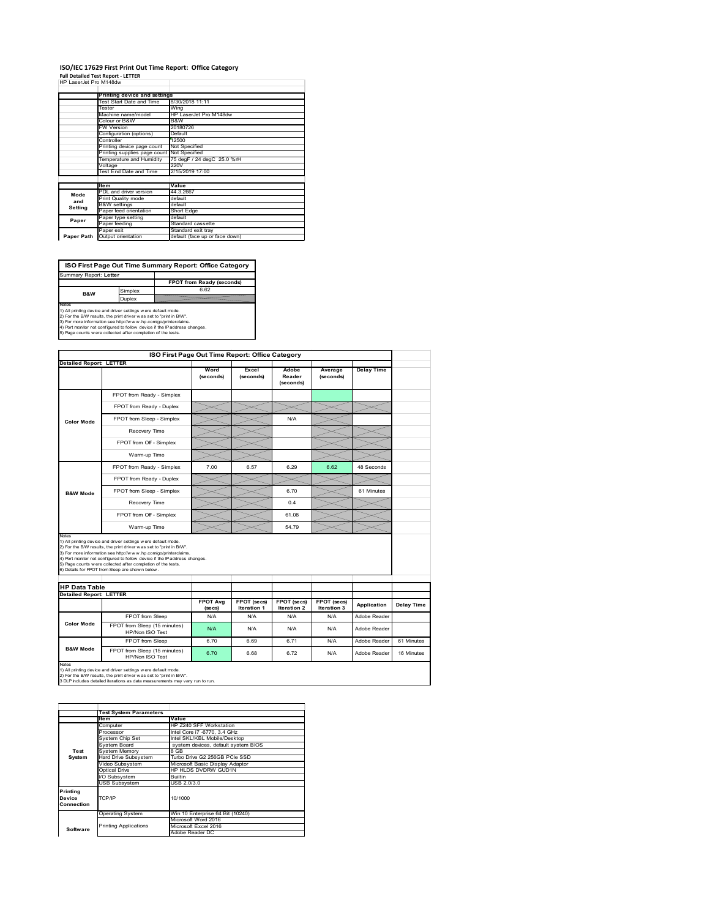# ISO/IEC 17629 First Print Out Time Report: Office Category

**Full Detailed Test Report - LETTER**

HP LaserJet Pro M148dw

| | Printing device and settings | |
|---|---|---|
| | Test Start Date and Time | 8/30/2018 11:11 |
| | Tester | Wing |
| | Machine name/model | HP LaserJet Pro M148dw |
| | Colour or B&W | B&W |
| | FW Version | 20180726 |
| | Configuration (options) | Default |
| | Controller | 12500 |
| | Printing device page count | Not Specified |
| | Printing supplies page count | Not Specified |
| | Temperature and Humidity | 75 degF / 24 degC 25.0 %rH |
| | Voltage | 220V |
| | Test End Date and Time | 2/15/2019 17:00 |

| | Item | Value |
|---|---|---|
| Mode and Setting | PDL and driver version | 44.3.2667 |
| | Print Quality mode | default |
| | B&W settings | default |
| | Paper feed orientation | Short Edge |
| Paper | Paper type setting | default |
| | Paper feeding | Standard cassette |
| | Paper exit | Standard exit tray |
| Paper Path | Output orientation | default (face up or face down) |

## ISO First Page Out Time Summary Report: Office Category

Summary Report: **Letter**

| | | FPOT from Ready (seconds) |
|---|---|---|
| B&W | Simplex | 6.62 |
| | Duplex | |

Notes
1) All printing device and driver settings were default mode.
2) For the B/W results, the print driver was set to "print in B/W".
3) For more information see http://www.hp.com/go/printerclaims.
4) Port monitor not configured to follow device if the IP address changes.
5) Page counts were collected after completion of the tests.

## ISO First Page Out Time Report: Office Category

Detailed Report: LETTER

| | | Word (seconds) | Excel (seconds) | Adobe Reader (seconds) | Average (seconds) | Delay Time |
|---|---|---|---|---|---|---|
| Color Mode | FPOT from Ready - Simplex | | | | | |
| | FPOT from Ready - Duplex | | | | | |
| | FPOT from Sleep - Simplex | | | N/A | | |
| | Recovery Time | | | | | |
| | FPOT from Off - Simplex | | | | | |
| | Warm-up Time | | | | | |
| B&W Mode | FPOT from Ready - Simplex | 7.00 | 6.57 | 6.29 | 6.62 | 48 Seconds |
| | FPOT from Ready - Duplex | | | | | |
| | FPOT from Sleep - Simplex | | | 6.70 | | 61 Minutes |
| | Recovery Time | | | 0.4 | | |
| | FPOT from Off - Simplex | | | 61.08 | | |
| | Warm-up Time | | | 54.79 | | |

Notes
1) All printing device and driver settings were default mode.
2) For the B/W results, the print driver was set to "print in B/W".
3) For more information see http://www.hp.com/go/printerclaims.
4) Port monitor not configured to follow device if the IP address changes.
5) Page counts were collected after completion of the tests.
6) Details for FPOT from Sleep are shown below.

## HP Data Table

Detailed Report: LETTER

| | | FPOT Avg (secs) | FPOT (secs) Iteration 1 | FPOT (secs) Iteration 2 | FPOT (secs) Iteration 3 | Application | Delay Time |
|---|---|---|---|---|---|---|---|
| Color Mode | FPOT from Sleep | N/A | N/A | N/A | N/A | Adobe Reader | |
| | FPOT from Sleep (15 minutes) HP/Non ISO Test | N/A | N/A | N/A | N/A | Adobe Reader | |
| B&W Mode | FPOT from Sleep | 6.70 | 6.69 | 6.71 | N/A | Adobe Reader | 61 Minutes |
| | FPOT from Sleep (15 minutes) HP/Non ISO Test | 6.70 | 6.68 | 6.72 | N/A | Adobe Reader | 16 Minutes |

Notes
1) All printing device and driver settings were default mode.
2) For the B/W results, the print driver was set to "print in B/W".
3 DLP includes detailed iterations as data measurements may vary run to run.

| | Test System Parameters | |
|---|---|---|
| | Item | Value |
| Test System | Computer | HP Z240 SFF Workstation |
| | Processor | Intel Core i7 -6770, 3.4 GHz |
| | System Chip Set | Intel SKL/KBL Mobile/Desktop |
| | System Board | system devices, default system BIOS |
| | System Memory | 8 GB |
| | Hard Drive Subsystem | Turbo Drive G2 256GB PCIe SSD |
| | Video Subsystem | Microsoft Basic Display Adaptor |
| | Optical Drive | HP HLDS DVDRW GUD1N |
| | I/O Subsystem | Builtin |
| | USB Subsystem | USB 2.0/3.0 |
| Printing Device Connection | TCP/IP | 10/1000 |
| Software | Operating System | Win 10 Enterprise 64 Bit (10240) |
| | Printing Applications | Microsoft Word 2016 |
| | | Microsoft Excel 2016 |
| | | Adobe Reader DC |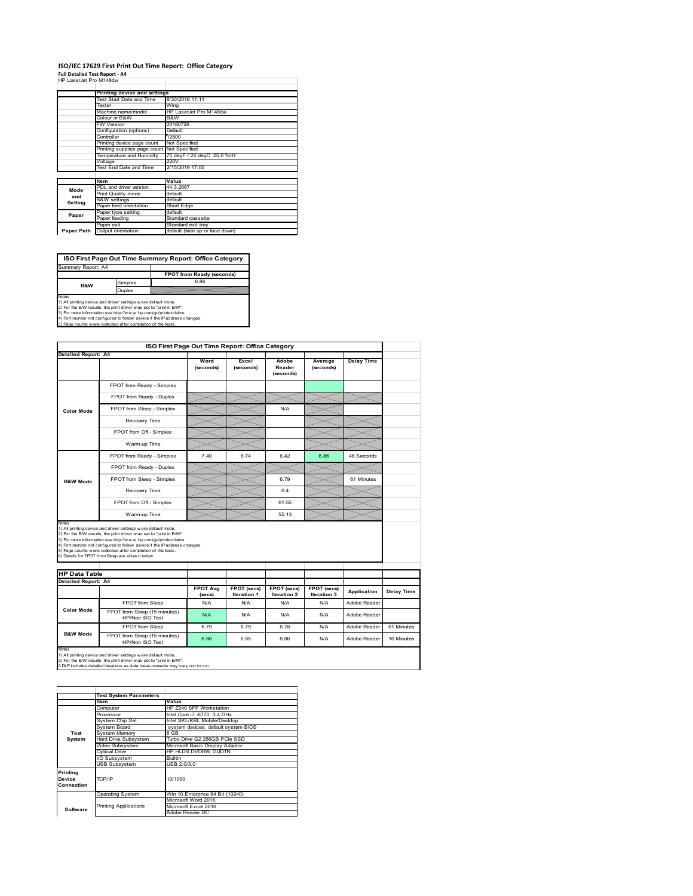# ISO/IEC 17629 First Print Out Time Report: Office Category

**Full Detailed Test Report - A4**

HP LaserJet Pro M148dw

| | Printing device and settings | |
|---|---|---|
| | Test Start Date and Time | 8/30/2018 11:11 |
| | Tester | Wing |
| | Machine name/model | HP LaserJet Pro M148dw |
| | Colour or B&W | B&W |
| | FW Version | 20180726 |
| | Configuration (options) | Default |
| | Controller | 12500 |
| | Printing device page count | Not Specified |
| | Printing supplies page count | Not Specified |
| | Temperature and Humidity | 75 degF / 24 degC 25.0 %rH |
| | Voltage | 220V |
| | Test End Date and Time | 2/15/2019 17:00 |

| | Item | Value |
|---|---|---|
| Mode and Setting | PDL and driver version | 44.3.2667 |
| | Print Quality mode | default |
| | B&W settings | default |
| | Paper feed orientation | Short Edge |
| Paper | Paper type setting | default |
| | Paper feeding | Standard cassette |
| | Paper exit | Standard exit tray |
| Paper Path | Output orientation | default (face up or face down) |

| ISO First Page Out Time Summary Report: Office Category | | |
|---|---|---|
| Summary Report: A4 | | |
| | | FPOT from Ready (seconds) |
| B&W | Simplex | 6.86 |
| | Duplex | |

Notes
1) All printing device and driver settings were default mode.
2) For the B/W results, the print driver was set to "print in B/W".
3) For more information see http://www.hp.com/go/printerclaims.
4) Port monitor not configured to follow device if the IP address changes.
5) Page counts were collected after completion of the tests.

| ISO First Page Out Time Report: Office Category | | | | | | |
|---|---|---|---|---|---|---|
| Detailed Report: A4 | | | | | | |
| | | Word (seconds) | Excel (seconds) | Adobe Reader (seconds) | Average (seconds) | Delay Time |
| Color Mode | FPOT from Ready - Simplex | | | | | |
| | FPOT from Ready - Duplex | | | | | |
| | FPOT from Sleep - Simplex | | | N/A | | |
| | Recovery Time | | | | | |
| | FPOT from Off - Simplex | | | | | |
| | Warm-up Time | | | | | |
| B&W Mode | FPOT from Ready - Simplex | 7.40 | 6.74 | 6.42 | 6.86 | 48 Seconds |
| | FPOT from Ready - Duplex | | | | | |
| | FPOT from Sleep - Simplex | | | 6.79 | | 61 Minutes |
| | Recovery Time | | | 0.4 | | |
| | FPOT from Off - Simplex | | | 61.55 | | |
| | Warm-up Time | | | 55.13 | | |

Notes
1) All printing device and driver settings were default mode.
2) For the B/W results, the print driver was set to "print in B/W".
3) For more information see http://www.hp.com/go/printerclaims.
4) Port monitor not configured to follow device if the IP address changes.
5) Page counts were collected after completion of the tests.
6) Details for FPOT from Sleep are shown below.

| HP Data Table | | | | | | | |
|---|---|---|---|---|---|---|---|
| Detailed Report: A4 | | | | | | | |
| | | FPOT Avg (secs) | FPOT (secs) Iteration 1 | FPOT (secs) Iteration 2 | FPOT (secs) Iteration 3 | Application | Delay Time |
| Color Mode | FPOT from Sleep | N/A | N/A | N/A | N/A | Adobe Reader | |
| | FPOT from Sleep (15 minutes) HP/Non ISO Test | N/A | N/A | N/A | N/A | Adobe Reader | |
| B&W Mode | FPOT from Sleep | 6.79 | 6.79 | 6.78 | N/A | Adobe Reader | 61 Minutes |
| | FPOT from Sleep (15 minutes) HP/Non ISO Test | 6.86 | 6.85 | 6.86 | N/A | Adobe Reader | 16 Minutes |

Notes
1) All printing device and driver settings were default mode.
2) For the B/W results, the print driver was set to "print in B/W".
3 DLP includes detailed iterations as data measurements may vary run to run.

| | Test System Parameters | |
|---|---|---|
| | Item | Value |
| Test System | Computer | HP Z240 SFF Workstation |
| | Processor | Intel Core i7 -6770, 3.4 GHz |
| | System Chip Set | Intel SKL/KBL Mobile/Desktop |
| | System Board | system devices, default system BIOS |
| | System Memory | 8 GB |
| | Hard Drive Subsystem | Turbo Drive G2 256GB PCIe SSD |
| | Video Subsystem | Microsoft Basic Display Adaptor |
| | Optical Drive | HP HLDS DVDRW GUD1N |
| | I/O Subsystem | Builtin |
| | USB Subsystem | USB 2.0/3.0 |
| Printing Device Connection | TCP/IP | 10/1000 |
| Software | Operating System | Win 10 Enterprise 64 Bit (10240) |
| | Printing Applications | Microsoft Word 2016 |
| | | Microsoft Excel 2016 |
| | | Adobe Reader DC |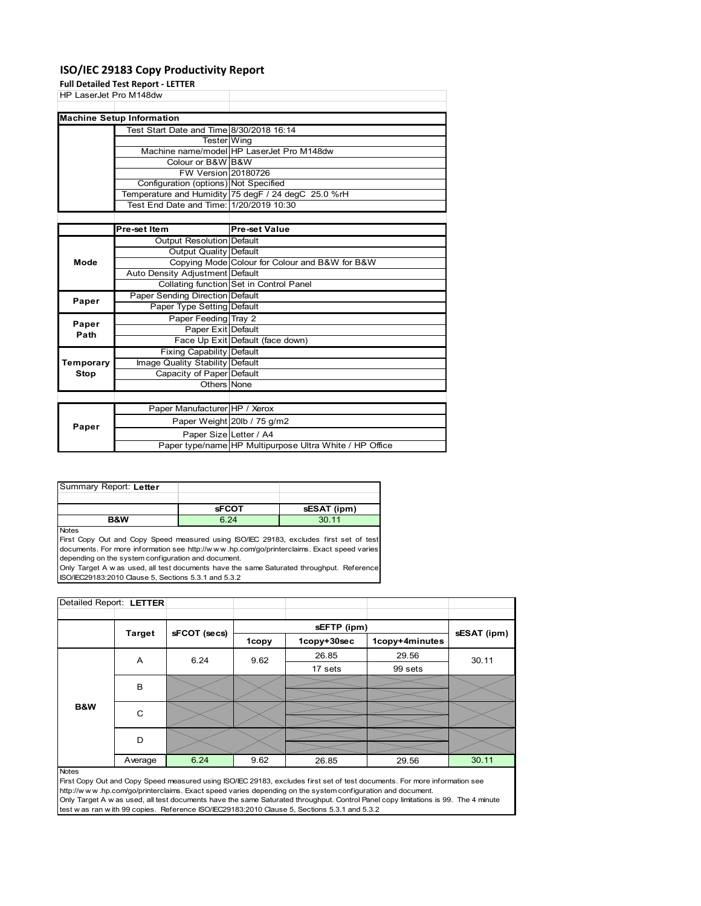# ISO/IEC 29183 Copy Productivity Report

**Full Detailed Test Report - LETTER**

HP LaserJet Pro M148dw

| Machine Setup Information | | |
|---|---|---|
| | Test Start Date and Time | 8/30/2018 16:14 |
| | Tester | Wing |
| | Machine name/model | HP LaserJet Pro M148dw |
| | Colour or B&W | B&W |
| | FW Version | 20180726 |
| | Configuration (options) | Not Specified |
| | Temperature and Humidity | 75 degF / 24 degC 25.0 %rH |
| | Test End Date and Time: | 1/20/2019 10:30 |

| | Pre-set Item | Pre-set Value |
|---|---|---|
| Mode | Output Resolution | Default |
| | Output Quality | Default |
| | Copying Mode | Colour for Colour and B&W for B&W |
| | Auto Density Adjustment | Default |
| | Collating function | Set in Control Panel |
| Paper | Paper Sending Direction | Default |
| | Paper Type Setting | Default |
| Paper Path | Paper Feeding | Tray 2 |
| | Paper Exit | Default |
| | Face Up Exit | Default (face down) |
| Temporary Stop | Fixing Capability | Default |
| | Image Quality Stability | Default |
| | Capacity of Paper | Default |
| | Others | None |

| | | |
|---|---|---|
| Paper | Paper Manufacturer | HP / Xerox |
| | Paper Weight | 20lb / 75 g/m2 |
| | Paper Size | Letter / A4 |
| | Paper type/name | HP Multipurpose Ultra White / HP Office |

Summary Report: **Letter**

| | sFCOT | sESAT (ipm) |
|---|---|---|
| B&W | 6.24 | 30.11 |

Notes
First Copy Out and Copy Speed measured using ISO/IEC 29183, excludes first set of test documents. For more information see http://w w w .hp.com/go/printerclaims. Exact speed varies depending on the system configuration and document.
Only Target A w as used, all test documents have the same Saturated throughput. Reference ISO/IEC29183:2010 Clause 5, Sections 5.3.1 and 5.3.2

Detailed Report: **LETTER**

| | Target | sFCOT (secs) | sEFTP (ipm) 1copy | sEFTP (ipm) 1copy+30sec | sEFTP (ipm) 1copy+4minutes | sESAT (ipm) |
|---|---|---|---|---|---|---|
| B&W | A | 6.24 | 9.62 | 26.85 | 29.56 | 30.11 |
| | | | | 17 sets | 99 sets | |
| | B | | | | | |
| | C | | | | | |
| | D | | | | | |
| | Average | 6.24 | 9.62 | 26.85 | 29.56 | 30.11 |

Notes
First Copy Out and Copy Speed measured using ISO/IEC 29183, excludes first set of test documents. For more information see http://w w w .hp.com/go/printerclaims. Exact speed varies depending on the system configuration and document.
Only Target A w as used, all test documents have the same Saturated throughput. Control Panel copy limitations is 99. The 4 minute test w as ran w ith 99 copies. Reference ISO/IEC29183:2010 Clause 5, Sections 5.3.1 and 5.3.2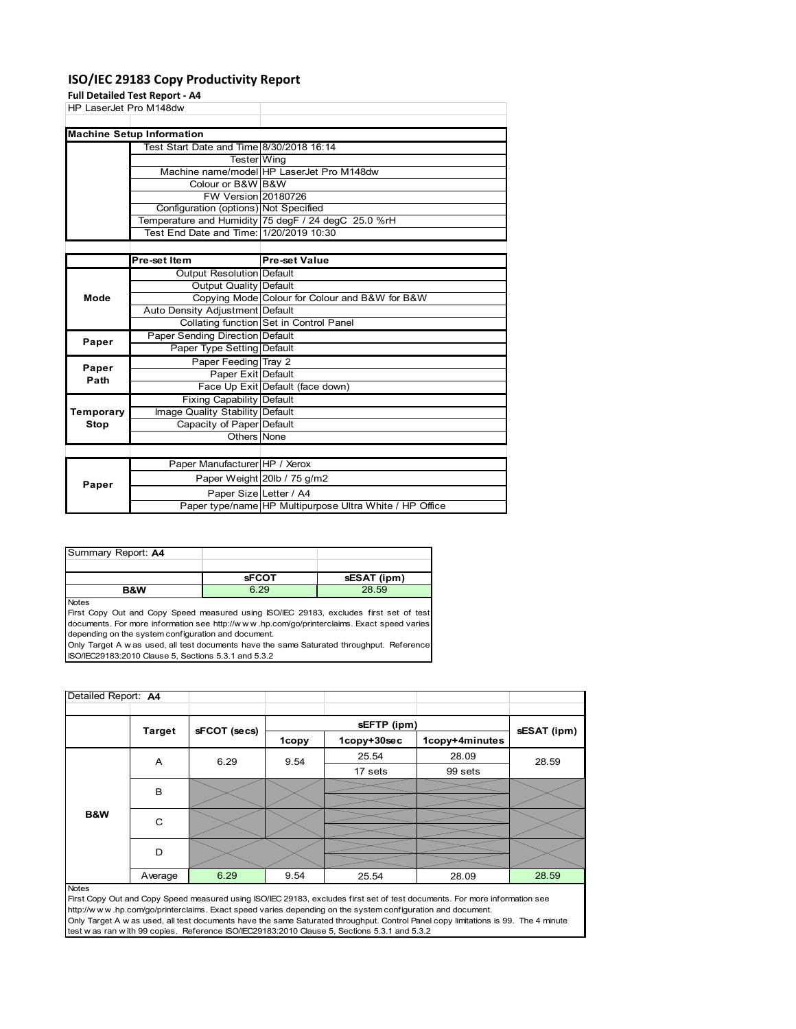# ISO/IEC 29183 Copy Productivity Report

**Full Detailed Test Report - A4**

HP LaserJet Pro M148dw

| Machine Setup Information | | |
|---|---|---|
| | Test Start Date and Time | 8/30/2018 16:14 |
| | Tester | Wing |
| | Machine name/model | HP LaserJet Pro M148dw |
| | Colour or B&W | B&W |
| | FW Version | 20180726 |
| | Configuration (options) | Not Specified |
| | Temperature and Humidity | 75 degF / 24 degC 25.0 %rH |
| | Test End Date and Time: | 1/20/2019 10:30 |

| | Pre-set Item | Pre-set Value |
|---|---|---|
| Mode | Output Resolution | Default |
| | Output Quality | Default |
| | Copying Mode | Colour for Colour and B&W for B&W |
| | Auto Density Adjustment | Default |
| | Collating function | Set in Control Panel |
| Paper | Paper Sending Direction | Default |
| | Paper Type Setting | Default |
| Paper Path | Paper Feeding | Tray 2 |
| | Paper Exit | Default |
| | Face Up Exit | Default (face down) |
| Temporary Stop | Fixing Capability | Default |
| | Image Quality Stability | Default |
| | Capacity of Paper | Default |
| | Others | None |

| | | |
|---|---|---|
| Paper | Paper Manufacturer | HP / Xerox |
| | Paper Weight | 20lb / 75 g/m2 |
| | Paper Size | Letter / A4 |
| | Paper type/name | HP Multipurpose Ultra White / HP Office |

Summary Report: **A4**

| | sFCOT | sESAT (ipm) |
|---|---|---|
| B&W | 6.29 | 28.59 |

Notes
First Copy Out and Copy Speed measured using ISO/IEC 29183, excludes first set of test documents. For more information see http://www.hp.com/go/printerclaims. Exact speed varies depending on the system configuration and document.
Only Target A was used, all test documents have the same Saturated throughput. Reference ISO/IEC29183:2010 Clause 5, Sections 5.3.1 and 5.3.2

Detailed Report: **A4**

| | Target | sFCOT (secs) | sEFTP (ipm) | | | sESAT (ipm) |
|---|---|---|---|---|---|---|
| | | | 1copy | 1copy+30sec | 1copy+4minutes | |
| B&W | A | 6.29 | 9.54 | 25.54 | 28.09 | 28.59 |
| | | | | 17 sets | 99 sets | |
| | B | | | | | |
| | C | | | | | |
| | D | | | | | |
| | Average | 6.29 | 9.54 | 25.54 | 28.09 | 28.59 |

Notes
First Copy Out and Copy Speed measured using ISO/IEC 29183, excludes first set of test documents. For more information see http://www.hp.com/go/printerclaims. Exact speed varies depending on the system configuration and document.
Only Target A was used, all test documents have the same Saturated throughput. Control Panel copy limitations is 99. The 4 minute test was ran with 99 copies. Reference ISO/IEC29183:2010 Clause 5, Sections 5.3.1 and 5.3.2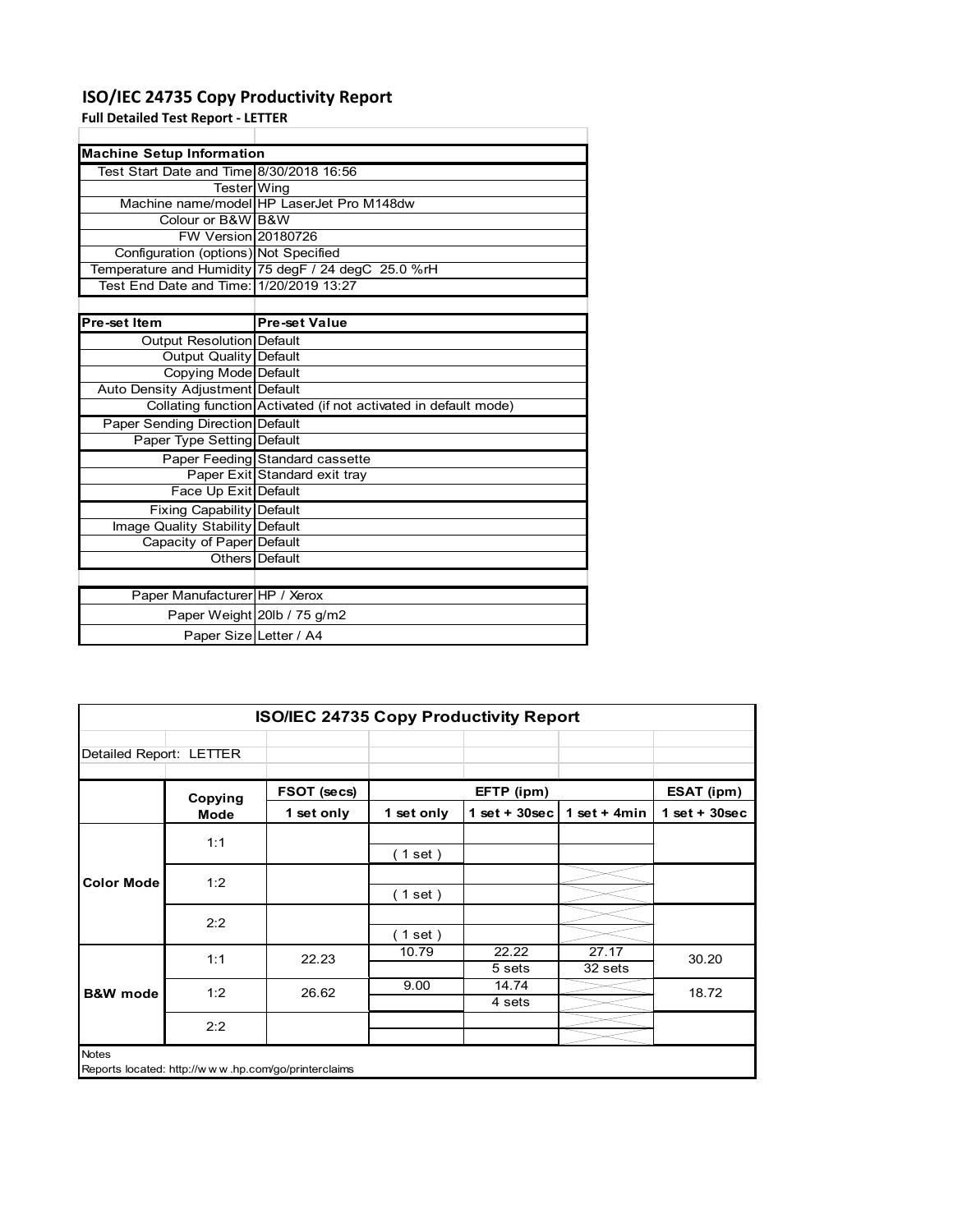# ISO/IEC 24735 Copy Productivity Report

**Full Detailed Test Report - LETTER**

| Machine Setup Information | |
|---|---|
| Test Start Date and Time | 8/30/2018 16:56 |
| Tester | Wing |
| Machine name/model | HP LaserJet Pro M148dw |
| Colour or B&W | B&W |
| FW Version | 20180726 |
| Configuration (options) | Not Specified |
| Temperature and Humidity | 75 degF / 24 degC 25.0 %rH |
| Test End Date and Time: | 1/20/2019 13:27 |

| Pre-set Item | Pre-set Value |
|---|---|
| Output Resolution | Default |
| Output Quality | Default |
| Copying Mode | Default |
| Auto Density Adjustment | Default |
| Collating function | Activated (if not activated in default mode) |
| Paper Sending Direction | Default |
| Paper Type Setting | Default |
| Paper Feeding | Standard cassette |
| Paper Exit | Standard exit tray |
| Face Up Exit | Default |
| Fixing Capability | Default |
| Image Quality Stability | Default |
| Capacity of Paper | Default |
| Others | Default |

| | |
|---|---|
| Paper Manufacturer | HP / Xerox |
| Paper Weight | 20lb / 75 g/m2 |
| Paper Size | Letter / A4 |

**ISO/IEC 24735 Copy Productivity Report**

Detailed Report: LETTER

| | Copying Mode | FSOT (secs) | EFTP (ipm) | | | ESAT (ipm) |
|---|---|---|---|---|---|---|
| | | 1 set only | 1 set only | 1 set + 30sec | 1 set + 4min | 1 set + 30sec |
| Color Mode | 1:1 | | ( 1 set ) | | | |
| | 1:2 | | ( 1 set ) | | | |
| | 2:2 | | ( 1 set ) | | | |
| B&W mode | 1:1 | 22.23 | 10.79 | 22.22<br>5 sets | 27.17<br>32 sets | 30.20 |
| | 1:2 | 26.62 | 9.00 | 14.74<br>4 sets | | 18.72 |
| | 2:2 | | | | | |

Notes

Reports located: http://www.hp.com/go/printerclaims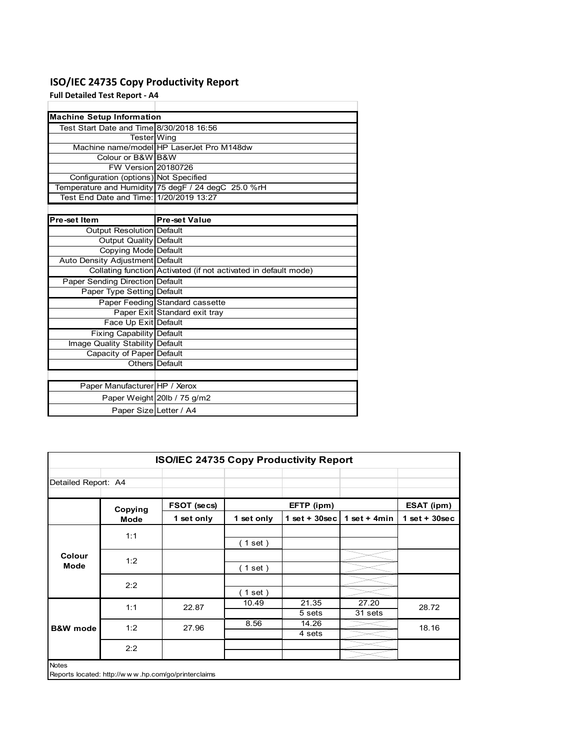# ISO/IEC 24735 Copy Productivity Report

**Full Detailed Test Report - A4**

| Machine Setup Information | |
|---|---|
| Test Start Date and Time | 8/30/2018 16:56 |
| Tester | Wing |
| Machine name/model | HP LaserJet Pro M148dw |
| Colour or B&W | B&W |
| FW Version | 20180726 |
| Configuration (options) | Not Specified |
| Temperature and Humidity | 75 degF / 24 degC 25.0 %rH |
| Test End Date and Time: | 1/20/2019 13:27 |

| Pre-set Item | Pre-set Value |
|---|---|
| Output Resolution | Default |
| Output Quality | Default |
| Copying Mode | Default |
| Auto Density Adjustment | Default |
| Collating function | Activated (if not activated in default mode) |
| Paper Sending Direction | Default |
| Paper Type Setting | Default |
| Paper Feeding | Standard cassette |
| Paper Exit | Standard exit tray |
| Face Up Exit | Default |
| Fixing Capability | Default |
| Image Quality Stability | Default |
| Capacity of Paper | Default |
| Others | Default |

| | |
|---|---|
| Paper Manufacturer | HP / Xerox |
| Paper Weight | 20lb / 75 g/m2 |
| Paper Size | Letter / A4 |

**ISO/IEC 24735 Copy Productivity Report**

Detailed Report: A4

| | Copying Mode | FSOT (secs) | EFTP (ipm) | | | ESAT (ipm) |
|---|---|---|---|---|---|---|
| | | 1 set only | 1 set only | 1 set + 30sec | 1 set + 4min | 1 set + 30sec |
| Colour Mode | 1:1 | | ( 1 set ) | | | |
| | 1:2 | | ( 1 set ) | | | |
| | 2:2 | | ( 1 set ) | | | |
| B&W mode | 1:1 | 22.87 | 10.49 | 21.35<br>5 sets | 27.20<br>31 sets | 28.72 |
| | 1:2 | 27.96 | 8.56 | 14.26<br>4 sets | | 18.16 |
| | 2:2 | | | | | |

Notes

Reports located: http://www.hp.com/go/printerclaims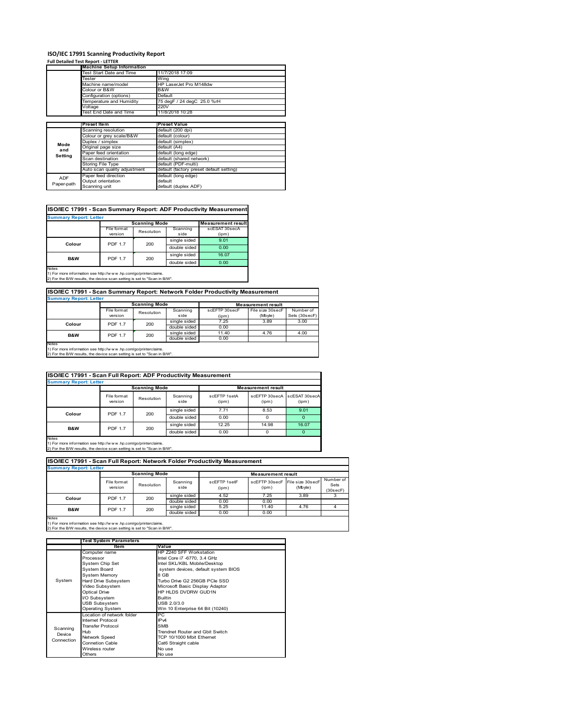# ISO/IEC 17991 Scanning Productivity Report

**Full Detailed Test Report - LETTER**

| | Machine Setup Information | |
|---|---|---|
| | Test Start Date and Time | 11/7/2018 17:09 |
| | Tester | Wing |
| | Machine name/model | HP LaserJet Pro M148dw |
| | Colour or B&W | B&W |
| | Configuration (options) | Default |
| | Temperature and Humidity | 75 degF / 24 degC 25.0 %rH |
| | Voltage | 220V |
| | Test End Date and Time | 11/8/2018 10:28 |

| | Preset Item | Preset Value |
|---|---|---|
| Mode and Setting | Scanning resolution | default (200 dpi) |
| | Colour or grey scale/B&W | default (colour) |
| | Duplex / simplex | default (simplex) |
| | Original page size | default (A4) |
| | Paper feed orientation | default (long edge) |
| | Scan destination | default (shared network) |
| | Storing File Type | default (PDF-multi) |
| | Auto scan quality adjustment | default (factory preset default setting) |
| ADF Paper-path | Paper feed direction | default (long edge) |
| | Output orientation | default |
| | Scanning unit | default (duplex ADF) |

## ISO/IEC 17991 - Scan Summary Report: ADF Productivity Measurement

**Summary Report: Letter**

| | Scanning Mode | | | Measurement result |
|---|---|---|---|---|
| | File format version | Resolution | Scanning side | scESAT 30secA (ipm) |
| Colour | PDF 1.7 | 200 | single sided | 9.01 |
| | | | double sided | 0.00 |
| B&W | PDF 1.7 | 200 | single sided | 16.07 |
| | | | double sided | 0.00 |

Notes
1) For more information see http://www.hp.com/go/printerclaims.
2) For the B/W results, the device scan setting is set to "Scan in B/W".

## ISO/IEC 17991 - Scan Summary Report: Network Folder Productivity Measurement

**Summary Report: Letter**

| | Scanning Mode | | | Measurement result | | |
|---|---|---|---|---|---|---|
| | File format version | Resolution | Scanning side | scEFTP 30secF (ipm) | File size 30secF (Mbyte) | Number of Sets (30secF) |
| Colour | PDF 1.7 | 200 | single sided | 7.25 | 3.89 | 3.00 |
| | | | double sided | 0.00 | | |
| B&W | PDF 1.7 | 200 | single sided | 11.40 | 4.76 | 4.00 |
| | | | double sided | 0.00 | | |

Notes
1) For more information see http://www.hp.com/go/printerclaims.
2) For the B/W results, the device scan setting is set to "Scan in B/W".

## ISO/IEC 17991 - Scan Full Report: ADF Productivity Measurement

**Summary Report: Letter**

| | Scanning Mode | | | Measurement result | | |
|---|---|---|---|---|---|---|
| | File format version | Resolution | Scanning side | scEFTP 1setA (ipm) | scEFTP 30secA (ipm) | scESAT 30secA (ipm) |
| Colour | PDF 1.7 | 200 | single sided | 7.71 | 8.53 | 9.01 |
| | | | double sided | 0.00 | 0 | 0 |
| B&W | PDF 1.7 | 200 | single sided | 12.25 | 14.98 | 16.07 |
| | | | double sided | 0.00 | 0 | 0 |

Notes
1) For more information see http://www.hp.com/go/printerclaims.
2) For the B/W results, the device scan setting is set to "Scan in B/W".

## ISO/IEC 17991 - Scan Full Report: Network Folder Productivity Measurement

**Summary Report: Letter**

| | Scanning Mode | | | Measurement result | | | |
|---|---|---|---|---|---|---|---|
| | File format version | Resolution | Scanning side | scEFTP 1setF (ipm) | scEFTP 30secF (ipm) | File size 30secF (Mbyte) | Number of Sets (30secF) |
| Colour | PDF 1.7 | 200 | single sided | 4.52 | 7.25 | 3.89 | 3 |
| | | | double sided | 0.00 | 0.00 | | |
| B&W | PDF 1.7 | 200 | single sided | 5.25 | 11.40 | 4.76 | 4 |
| | | | double sided | 0.00 | 0.00 | | |

Notes
1) For more information see http://www.hp.com/go/printerclaims.
2) For the B/W results, the device scan setting is set to "Scan in B/W".

| | Test System Parameters | |
|---|---|---|
| | Item | Value |
| System | Computer name | HP Z240 SFF Workstation |
| | Processor | Intel Core i7 -6770, 3.4 GHz |
| | System Chip Set | Intel SKL/KBL Mobile/Desktop |
| | System Board | system devices, default system BIOS |
| | System Memory | 8 GB |
| | Hard Drive Subsystem | Turbo Drive G2 256GB PCIe SSD |
| | Video Subsystem | Microsoft Basic Display Adaptor |
| | Optical Drive | HP HLDS DVDRW GUD1N |
| | I/O Subsystem | Builtin |
| | USB Subsystem | USB 2.0/3.0 |
| | Operating System | Win 10 Enterprise 64 Bit (10240) |
| Scanning Device Connection | Location of network folder | PC |
| | Internet Protocol | IPv4 |
| | Transfer Protocol | SMB |
| | Hub | Trendnet Router and Gbit Switch |
| | Network Speed | TCP 10/1000 Mbit Ethernet |
| | Connetion Cable | Cat6 Straight cable |
| | Wireless router | No use |
| | Others | No use |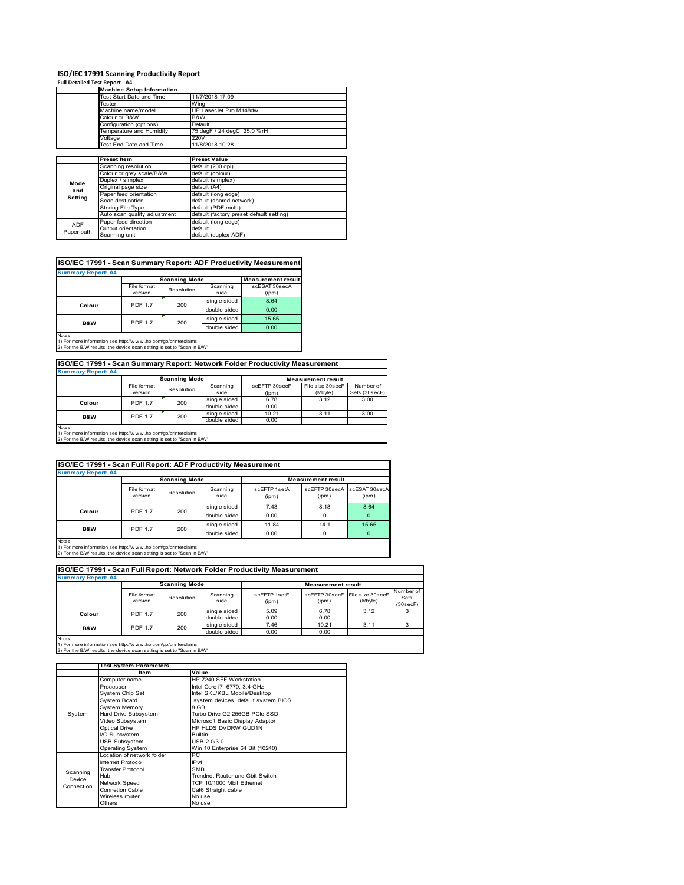# ISO/IEC 17991 Scanning Productivity Report

**Full Detailed Test Report - A4**

| | Machine Setup Information | |
|---|---|---|
| | Test Start Date and Time | 11/7/2018 17:09 |
| | Tester | Wing |
| | Machine name/model | HP LaserJet Pro M148dw |
| | Colour or B&W | B&W |
| | Configuration (options) | Default |
| | Temperature and Humidity | 75 degF / 24 degC 25.0 %rH |
| | Voltage | 220V |
| | Test End Date and Time | 11/8/2018 10:28 |

| | Preset Item | Preset Value |
|---|---|---|
| Mode and Setting | Scanning resolution | default (200 dpi) |
| | Colour or grey scale/B&W | default (colour) |
| | Duplex / simplex | default (simplex) |
| | Original page size | default (A4) |
| | Paper feed orientation | default (long edge) |
| | Scan destination | default (shared network) |
| | Storing File Type | default (PDF-multi) |
| | Auto scan quality adjustment | default (factory preset default setting) |
| ADF Paper-path | Paper feed direction | default (long edge) |
| | Output orientation | default |
| | Scanning unit | default (duplex ADF) |

## ISO/IEC 17991 - Scan Summary Report: ADF Productivity Measurement

**Summary Report: A4**

| | Scanning Mode | | | Measurement result |
|---|---|---|---|---|
| | File format version | Resolution | Scanning side | scESAT 30secA (ipm) |
| Colour | PDF 1.7 | 200 | single sided | 8.64 |
| | | | double sided | 0.00 |
| B&W | PDF 1.7 | 200 | single sided | 15.65 |
| | | | double sided | 0.00 |

Notes
1) For more information see http://www.hp.com/go/printerclaims.
2) For the B/W results, the device scan setting is set to "Scan in B/W".

## ISO/IEC 17991 - Scan Summary Report: Network Folder Productivity Measurement

**Summary Report: A4**

| | Scanning Mode | | | Measurement result | | |
|---|---|---|---|---|---|---|
| | File format version | Resolution | Scanning side | scEFTP 30secF (ipm) | File size 30secF (Mbyte) | Number of Sets (30secF) |
| Colour | PDF 1.7 | 200 | single sided | 6.78 | 3.12 | 3.00 |
| | | | double sided | 0.00 | | |
| B&W | PDF 1.7 | 200 | single sided | 10.21 | 3.11 | 3.00 |
| | | | double sided | 0.00 | | |

Notes
1) For more information see http://www.hp.com/go/printerclaims.
2) For the B/W results, the device scan setting is set to "Scan in B/W".

## ISO/IEC 17991 - Scan Full Report: ADF Productivity Measurement

**Summary Report: A4**

| | Scanning Mode | | | Measurement result | | |
|---|---|---|---|---|---|---|
| | File format version | Resolution | Scanning side | scEFTP 1setA (ipm) | scEFTP 30secA (ipm) | scESAT 30secA (ipm) |
| Colour | PDF 1.7 | 200 | single sided | 7.43 | 8.18 | 8.64 |
| | | | double sided | 0.00 | 0 | 0 |
| B&W | PDF 1.7 | 200 | single sided | 11.84 | 14.1 | 15.65 |
| | | | double sided | 0.00 | 0 | 0 |

Notes
1) For more information see http://www.hp.com/go/printerclaims.
2) For the B/W results, the device scan setting is set to "Scan in B/W".

## ISO/IEC 17991 - Scan Full Report: Network Folder Productivity Measurement

**Summary Report: A4**

| | Scanning Mode | | | Measurement result | | | |
|---|---|---|---|---|---|---|---|
| | File format version | Resolution | Scanning side | scEFTP 1setF (ipm) | scEFTP 30secF (ipm) | File size 30secF (Mbyte) | Number of Sets (30secF) |
| Colour | PDF 1.7 | 200 | single sided | 5.09 | 6.78 | 3.12 | 3 |
| | | | double sided | 0.00 | 0.00 | | |
| B&W | PDF 1.7 | 200 | single sided | 7.46 | 10.21 | 3.11 | 3 |
| | | | double sided | 0.00 | 0.00 | | |

Notes
1) For more information see http://www.hp.com/go/printerclaims.
2) For the B/W results, the device scan setting is set to "Scan in B/W".

| | Test System Parameters | |
|---|---|---|
| | Item | Value |
| System | Computer name | HP Z240 SFF Workstation |
| | Processor | Intel Core i7 -6770, 3.4 GHz |
| | System Chip Set | Intel SKL/KBL Mobile/Desktop |
| | System Board | system devices, default system BIOS |
| | System Memory | 8 GB |
| | Hard Drive Subsystem | Turbo Drive G2 256GB PCIe SSD |
| | Video Subsystem | Microsoft Basic Display Adaptor |
| | Optical Drive | HP HLDS DVDRW GUD1N |
| | I/O Subsystem | Builtin |
| | USB Subsystem | USB 2.0/3.0 |
| | Operating System | Win 10 Enterprise 64 Bit (10240) |
| Scanning Device Connection | Location of network folder | PC |
| | Internet Protocol | IPv4 |
| | Transfer Protocol | SMB |
| | Hub | Trendnet Router and Gbit Switch |
| | Network Speed | TCP 10/1000 Mbit Ethernet |
| | Connetion Cable | Cat6 Straight cable |
| | Wireless router | No use |
| | Others | No use |